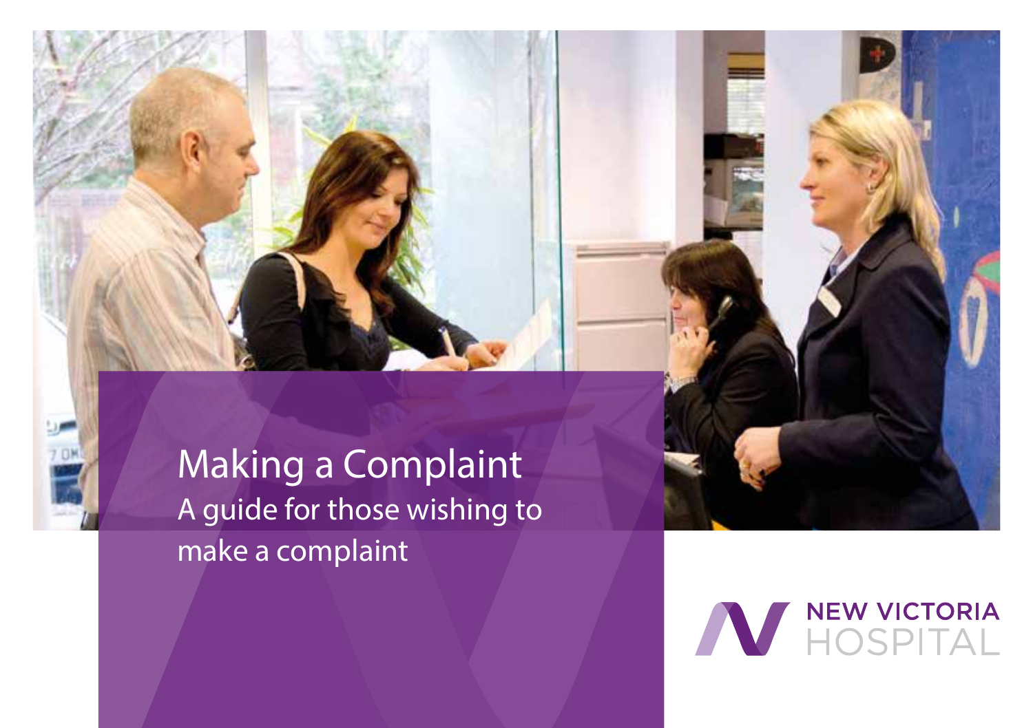# Making a Complaint

A guide for those wishing to make a complaint

NEW VICTORIA HOSPITAL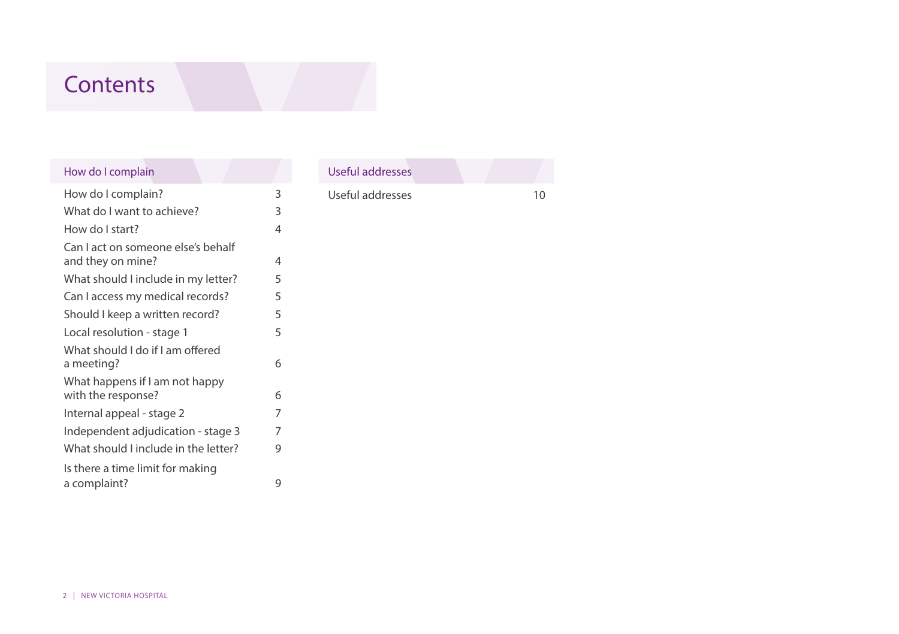# Contents

## How do I complain

| | |
|---|---|
| How do I complain? | 3 |
| What do I want to achieve? | 3 |
| How do I start? | 4 |
| Can I act on someone else's behalf and they on mine? | 4 |
| What should I include in my letter? | 5 |
| Can I access my medical records? | 5 |
| Should I keep a written record? | 5 |
| Local resolution - stage 1 | 5 |
| What should I do if I am offered a meeting? | 6 |
| What happens if I am not happy with the response? | 6 |
| Internal appeal - stage 2 | 7 |
| Independent adjudication - stage 3 | 7 |
| What should I include in the letter? | 9 |
| Is there a time limit for making a complaint? | 9 |

## Useful addresses

| | |
|---|---|
| Useful addresses | 10 |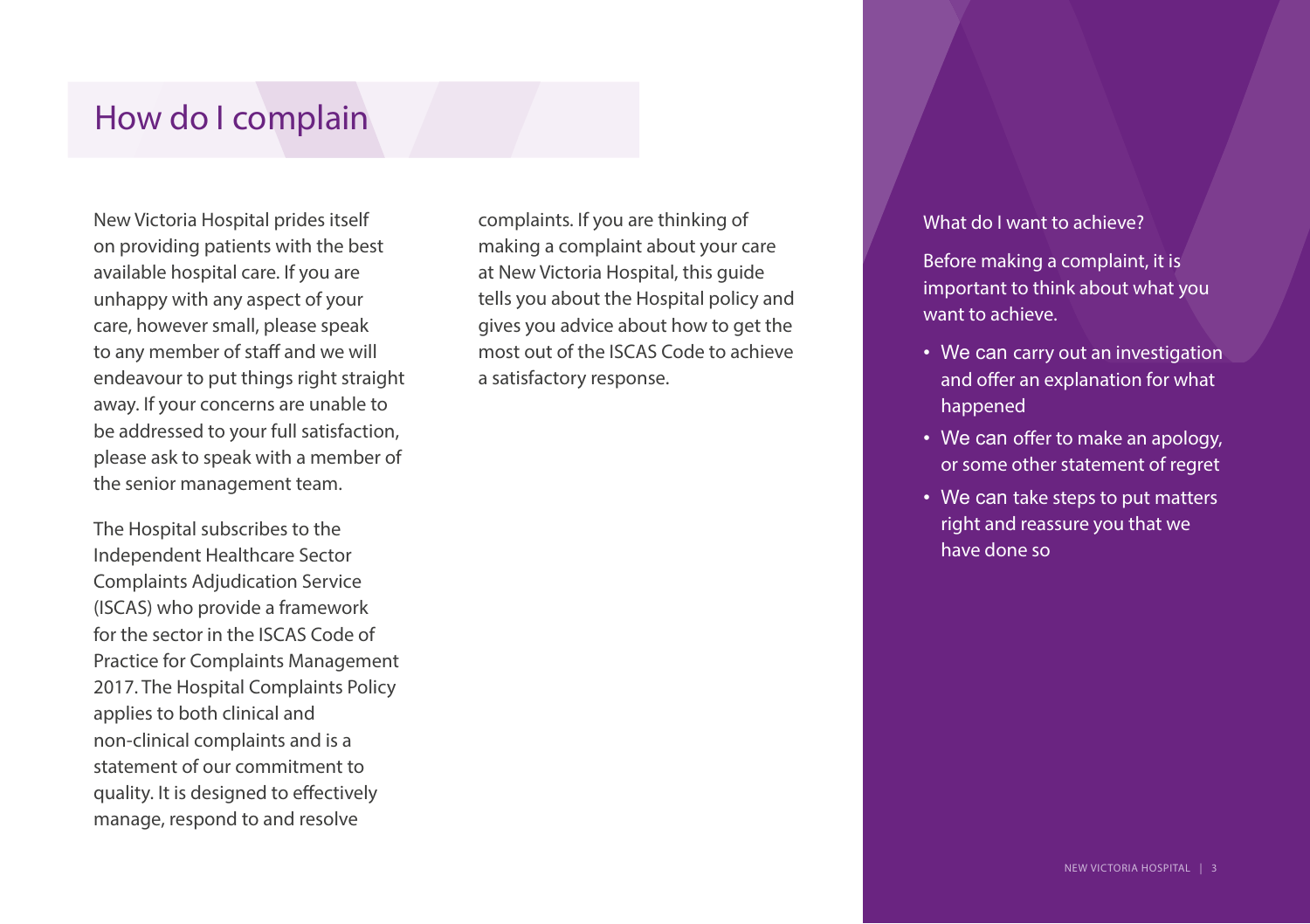# How do I complain

New Victoria Hospital prides itself on providing patients with the best available hospital care. If you are unhappy with any aspect of your care, however small, please speak to any member of staff and we will endeavour to put things right straight away. If your concerns are unable to be addressed to your full satisfaction, please ask to speak with a member of the senior management team.

The Hospital subscribes to the Independent Healthcare Sector Complaints Adjudication Service (ISCAS) who provide a framework for the sector in the ISCAS Code of Practice for Complaints Management 2017. The Hospital Complaints Policy applies to both clinical and non-clinical complaints and is a statement of our commitment to quality. It is designed to effectively manage, respond to and resolve complaints. If you are thinking of making a complaint about your care at New Victoria Hospital, this guide tells you about the Hospital policy and gives you advice about how to get the most out of the ISCAS Code to achieve a satisfactory response.

### What do I want to achieve?

Before making a complaint, it is important to think about what you want to achieve.

- We can carry out an investigation and offer an explanation for what happened
- We can offer to make an apology, or some other statement of regret
- We can take steps to put matters right and reassure you that we have done so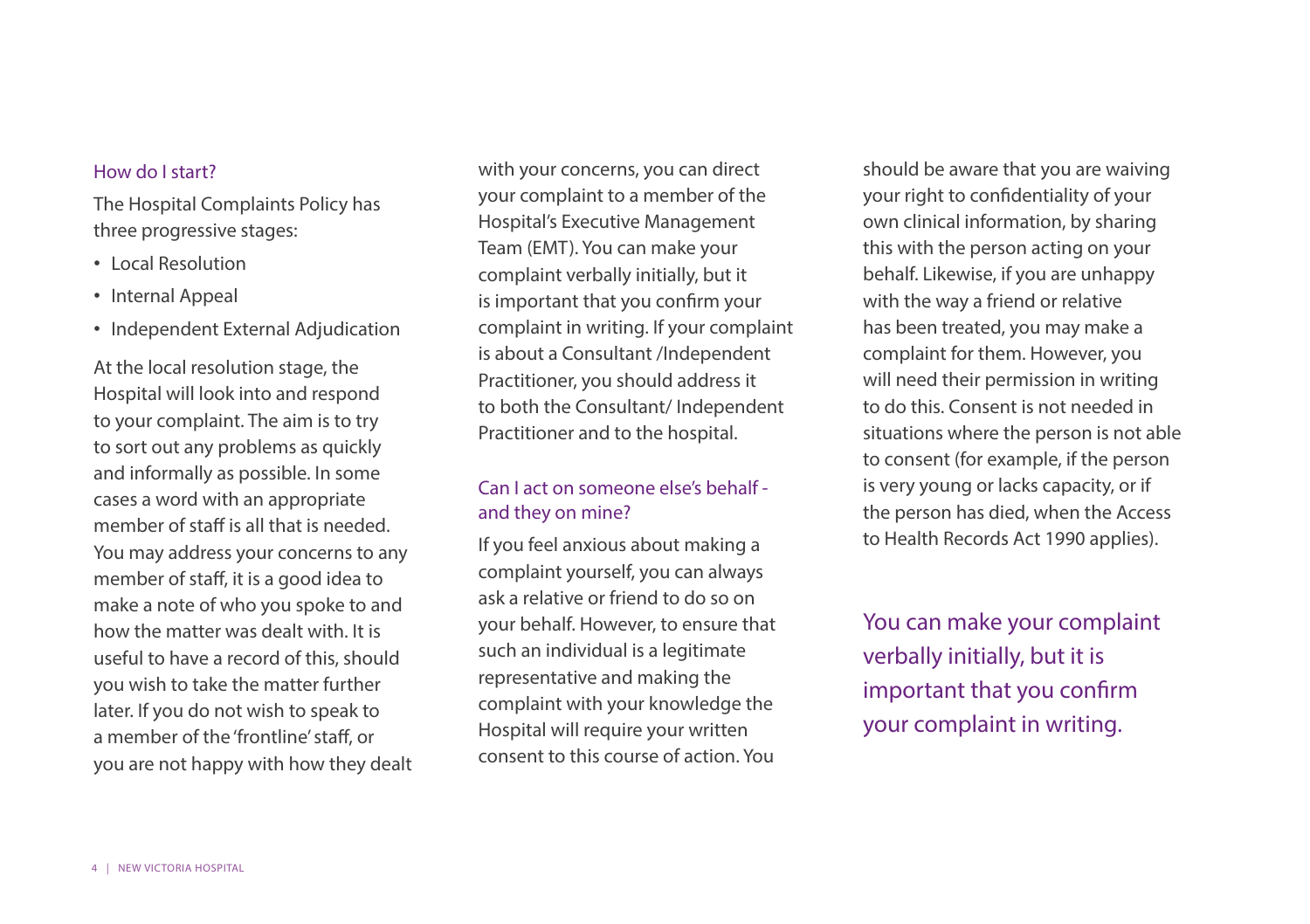### How do I start?

The Hospital Complaints Policy has three progressive stages:

- Local Resolution
- Internal Appeal
- Independent External Adjudication

At the local resolution stage, the Hospital will look into and respond to your complaint. The aim is to try to sort out any problems as quickly and informally as possible. In some cases a word with an appropriate member of staff is all that is needed. You may address your concerns to any member of staff, it is a good idea to make a note of who you spoke to and how the matter was dealt with. It is useful to have a record of this, should you wish to take the matter further later. If you do not wish to speak to a member of the 'frontline' staff, or you are not happy with how they dealt with your concerns, you can direct your complaint to a member of the Hospital's Executive Management Team (EMT). You can make your complaint verbally initially, but it is important that you confirm your complaint in writing. If your complaint is about a Consultant /Independent Practitioner, you should address it to both the Consultant/ Independent Practitioner and to the hospital.

### Can I act on someone else's behalf - and they on mine?

If you feel anxious about making a complaint yourself, you can always ask a relative or friend to do so on your behalf. However, to ensure that such an individual is a legitimate representative and making the complaint with your knowledge the Hospital will require your written consent to this course of action. You should be aware that you are waiving your right to confidentiality of your own clinical information, by sharing this with the person acting on your behalf. Likewise, if you are unhappy with the way a friend or relative has been treated, you may make a complaint for them. However, you will need their permission in writing to do this. Consent is not needed in situations where the person is not able to consent (for example, if the person is very young or lacks capacity, or if the person has died, when the Access to Health Records Act 1990 applies).

You can make your complaint verbally initially, but it is important that you confirm your complaint in writing.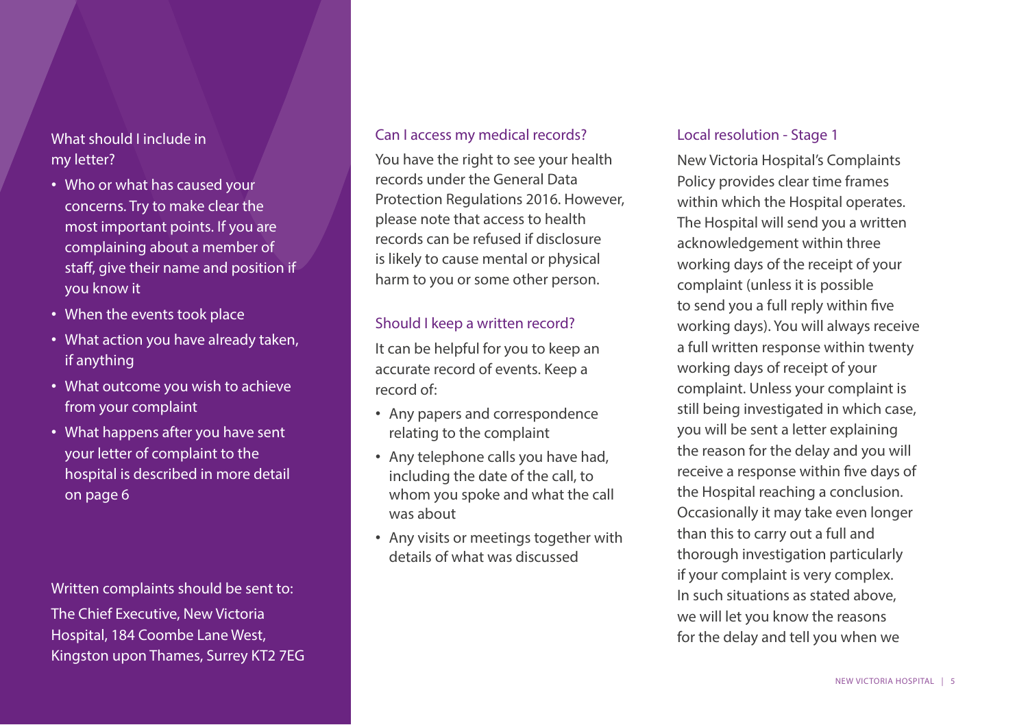## What should I include in my letter?

- Who or what has caused your concerns. Try to make clear the most important points. If you are complaining about a member of staff, give their name and position if you know it
- When the events took place
- What action you have already taken, if anything
- What outcome you wish to achieve from your complaint
- What happens after you have sent your letter of complaint to the hospital is described in more detail on page 6

Written complaints should be sent to:

The Chief Executive, New Victoria Hospital, 184 Coombe Lane West, Kingston upon Thames, Surrey KT2 7EG

## Can I access my medical records?

You have the right to see your health records under the General Data Protection Regulations 2016. However, please note that access to health records can be refused if disclosure is likely to cause mental or physical harm to you or some other person.

## Should I keep a written record?

It can be helpful for you to keep an accurate record of events. Keep a record of:

- Any papers and correspondence relating to the complaint
- Any telephone calls you have had, including the date of the call, to whom you spoke and what the call was about
- Any visits or meetings together with details of what was discussed

## Local resolution - Stage 1

New Victoria Hospital's Complaints Policy provides clear time frames within which the Hospital operates. The Hospital will send you a written acknowledgement within three working days of the receipt of your complaint (unless it is possible to send you a full reply within five working days). You will always receive a full written response within twenty working days of receipt of your complaint. Unless your complaint is still being investigated in which case, you will be sent a letter explaining the reason for the delay and you will receive a response within five days of the Hospital reaching a conclusion. Occasionally it may take even longer than this to carry out a full and thorough investigation particularly if your complaint is very complex. In such situations as stated above, we will let you know the reasons for the delay and tell you when we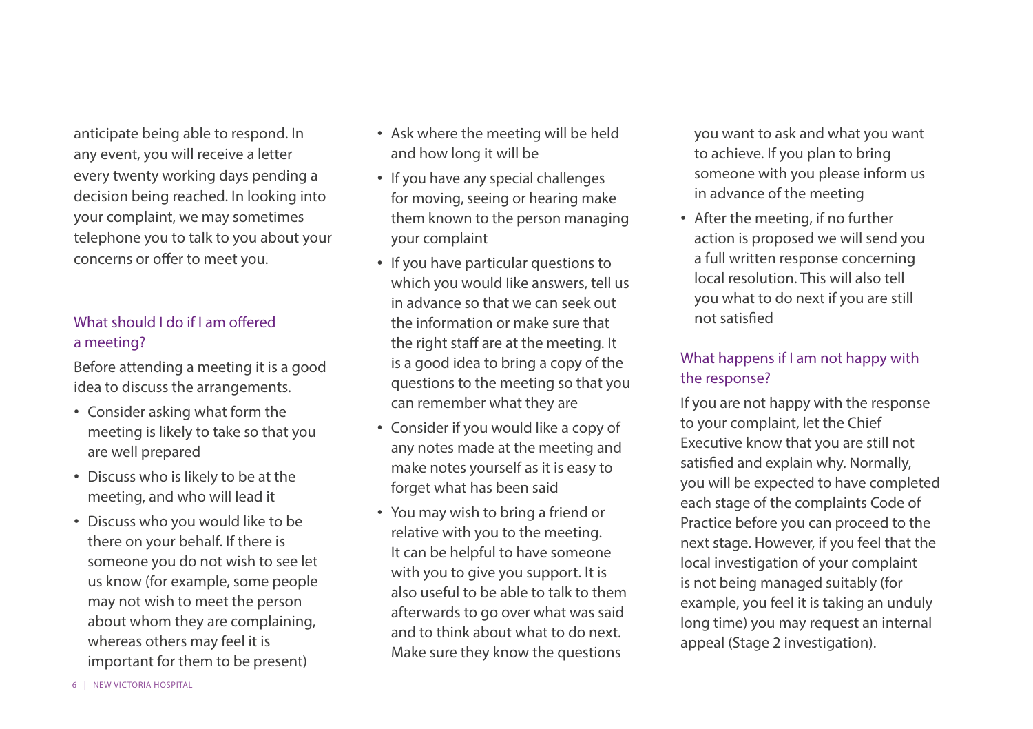anticipate being able to respond. In any event, you will receive a letter every twenty working days pending a decision being reached. In looking into your complaint, we may sometimes telephone you to talk to you about your concerns or offer to meet you.

## What should I do if I am offered a meeting?

Before attending a meeting it is a good idea to discuss the arrangements.

- Consider asking what form the meeting is likely to take so that you are well prepared
- Discuss who is likely to be at the meeting, and who will lead it
- Discuss who you would like to be there on your behalf. If there is someone you do not wish to see let us know (for example, some people may not wish to meet the person about whom they are complaining, whereas others may feel it is important for them to be present)
- Ask where the meeting will be held and how long it will be
- If you have any special challenges for moving, seeing or hearing make them known to the person managing your complaint
- If you have particular questions to which you would like answers, tell us in advance so that we can seek out the information or make sure that the right staff are at the meeting. It is a good idea to bring a copy of the questions to the meeting so that you can remember what they are
- Consider if you would like a copy of any notes made at the meeting and make notes yourself as it is easy to forget what has been said
- You may wish to bring a friend or relative with you to the meeting. It can be helpful to have someone with you to give you support. It is also useful to be able to talk to them afterwards to go over what was said and to think about what to do next. Make sure they know the questions you want to ask and what you want to achieve. If you plan to bring someone with you please inform us in advance of the meeting
- After the meeting, if no further action is proposed we will send you a full written response concerning local resolution. This will also tell you what to do next if you are still not satisfied

## What happens if I am not happy with the response?

If you are not happy with the response to your complaint, let the Chief Executive know that you are still not satisfied and explain why. Normally, you will be expected to have completed each stage of the complaints Code of Practice before you can proceed to the next stage. However, if you feel that the local investigation of your complaint is not being managed suitably (for example, you feel it is taking an unduly long time) you may request an internal appeal (Stage 2 investigation).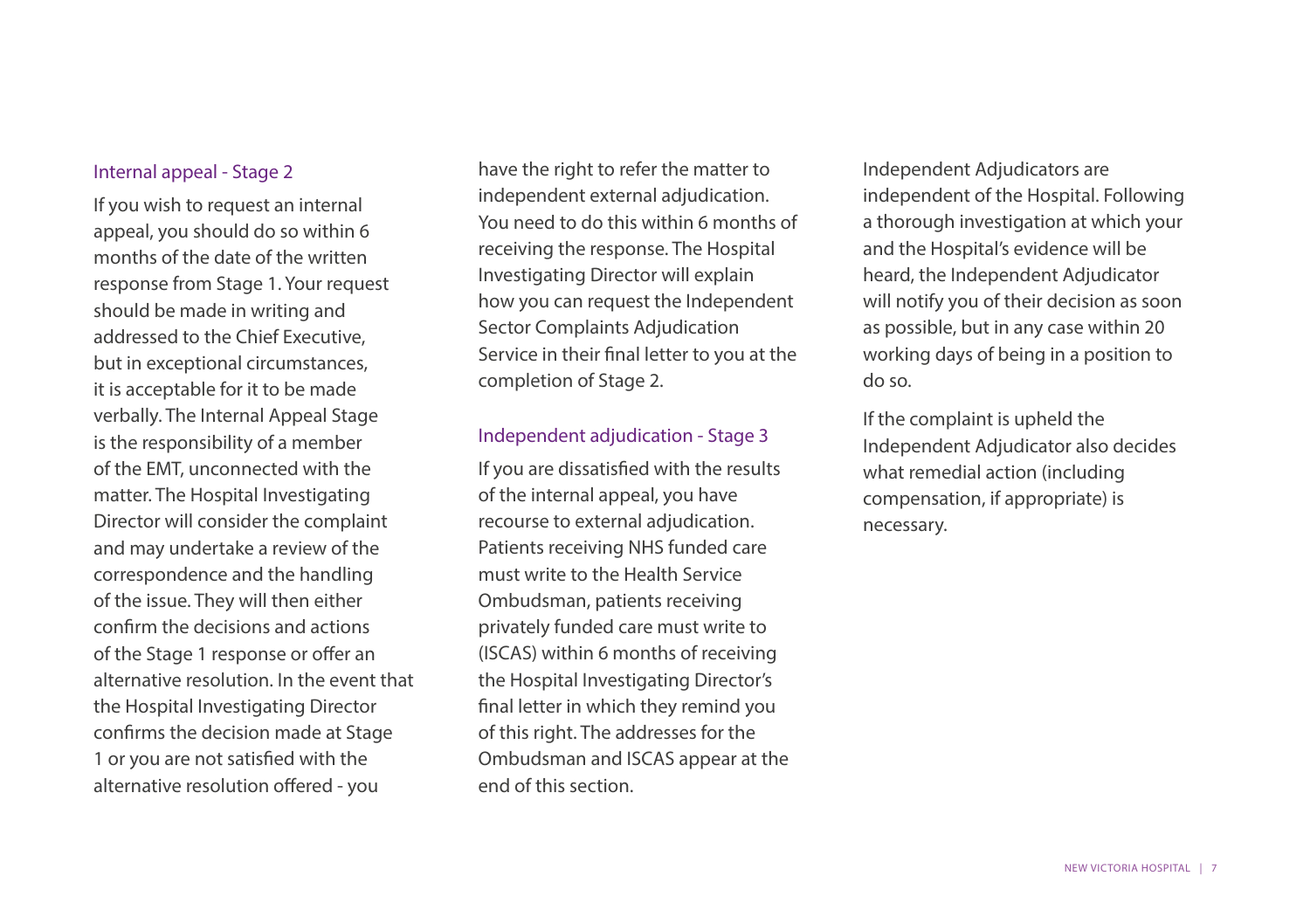## Internal appeal - Stage 2

If you wish to request an internal appeal, you should do so within 6 months of the date of the written response from Stage 1. Your request should be made in writing and addressed to the Chief Executive, but in exceptional circumstances, it is acceptable for it to be made verbally. The Internal Appeal Stage is the responsibility of a member of the EMT, unconnected with the matter. The Hospital Investigating Director will consider the complaint and may undertake a review of the correspondence and the handling of the issue. They will then either confirm the decisions and actions of the Stage 1 response or offer an alternative resolution. In the event that the Hospital Investigating Director confirms the decision made at Stage 1 or you are not satisfied with the alternative resolution offered - you have the right to refer the matter to independent external adjudication. You need to do this within 6 months of receiving the response. The Hospital Investigating Director will explain how you can request the Independent Sector Complaints Adjudication Service in their final letter to you at the completion of Stage 2.

## Independent adjudication - Stage 3

If you are dissatisfied with the results of the internal appeal, you have recourse to external adjudication. Patients receiving NHS funded care must write to the Health Service Ombudsman, patients receiving privately funded care must write to (ISCAS) within 6 months of receiving the Hospital Investigating Director's final letter in which they remind you of this right. The addresses for the Ombudsman and ISCAS appear at the end of this section.

Independent Adjudicators are independent of the Hospital. Following a thorough investigation at which your and the Hospital's evidence will be heard, the Independent Adjudicator will notify you of their decision as soon as possible, but in any case within 20 working days of being in a position to do so.

If the complaint is upheld the Independent Adjudicator also decides what remedial action (including compensation, if appropriate) is necessary.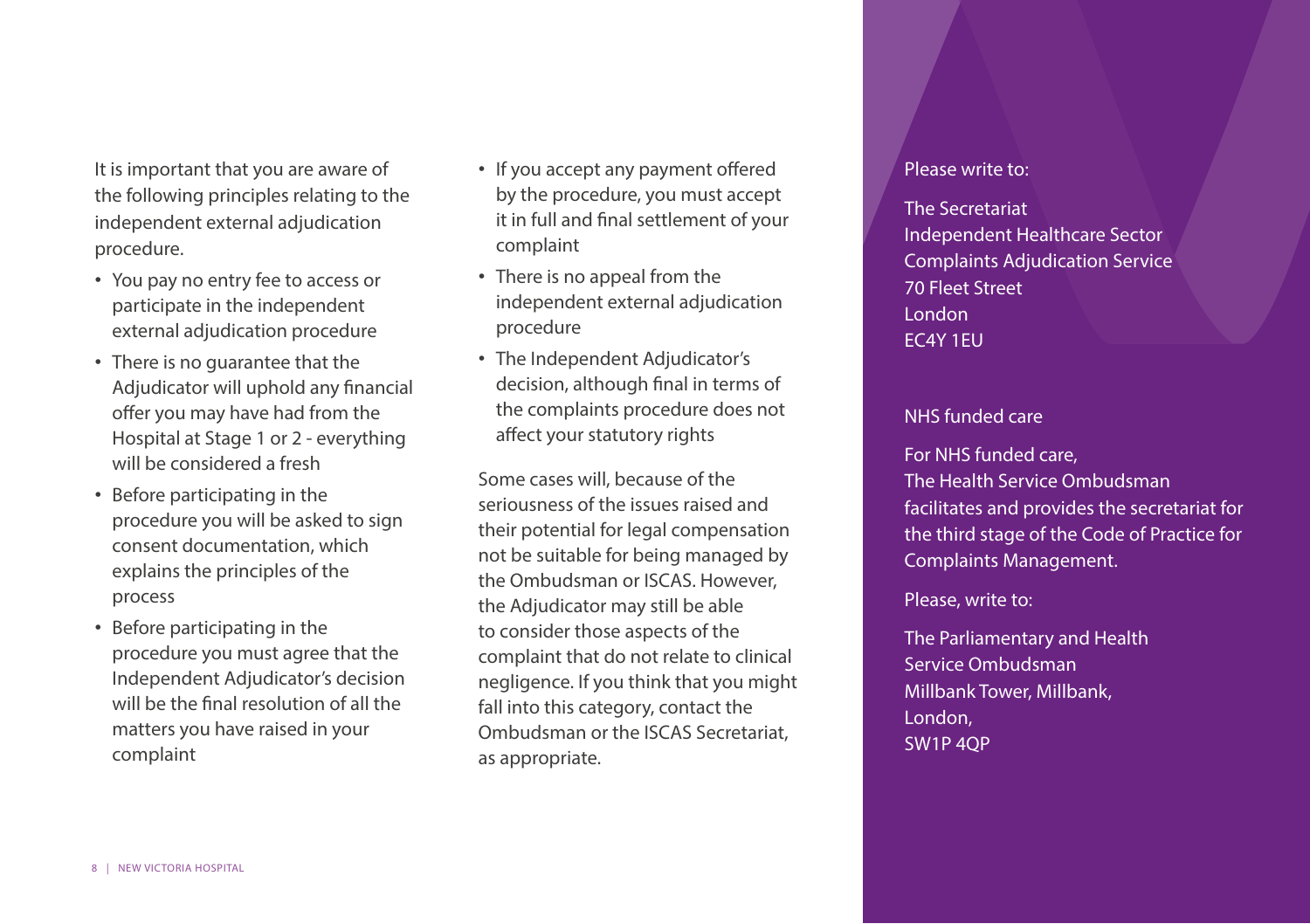It is important that you are aware of the following principles relating to the independent external adjudication procedure.

- You pay no entry fee to access or participate in the independent external adjudication procedure
- There is no guarantee that the Adjudicator will uphold any financial offer you may have had from the Hospital at Stage 1 or 2 - everything will be considered a fresh
- Before participating in the procedure you will be asked to sign consent documentation, which explains the principles of the process
- Before participating in the procedure you must agree that the Independent Adjudicator's decision will be the final resolution of all the matters you have raised in your complaint
- If you accept any payment offered by the procedure, you must accept it in full and final settlement of your complaint
- There is no appeal from the independent external adjudication procedure
- The Independent Adjudicator's decision, although final in terms of the complaints procedure does not affect your statutory rights

Some cases will, because of the seriousness of the issues raised and their potential for legal compensation not be suitable for being managed by the Ombudsman or ISCAS. However, the Adjudicator may still be able to consider those aspects of the complaint that do not relate to clinical negligence. If you think that you might fall into this category, contact the Ombudsman or the ISCAS Secretariat, as appropriate.

Please write to:

The Secretariat
Independent Healthcare Sector Complaints Adjudication Service
70 Fleet Street
London
EC4Y 1EU

NHS funded care

For NHS funded care,
The Health Service Ombudsman facilitates and provides the secretariat for the third stage of the Code of Practice for Complaints Management.

Please, write to:

The Parliamentary and Health Service Ombudsman
Millbank Tower, Millbank,
London,
SW1P 4QP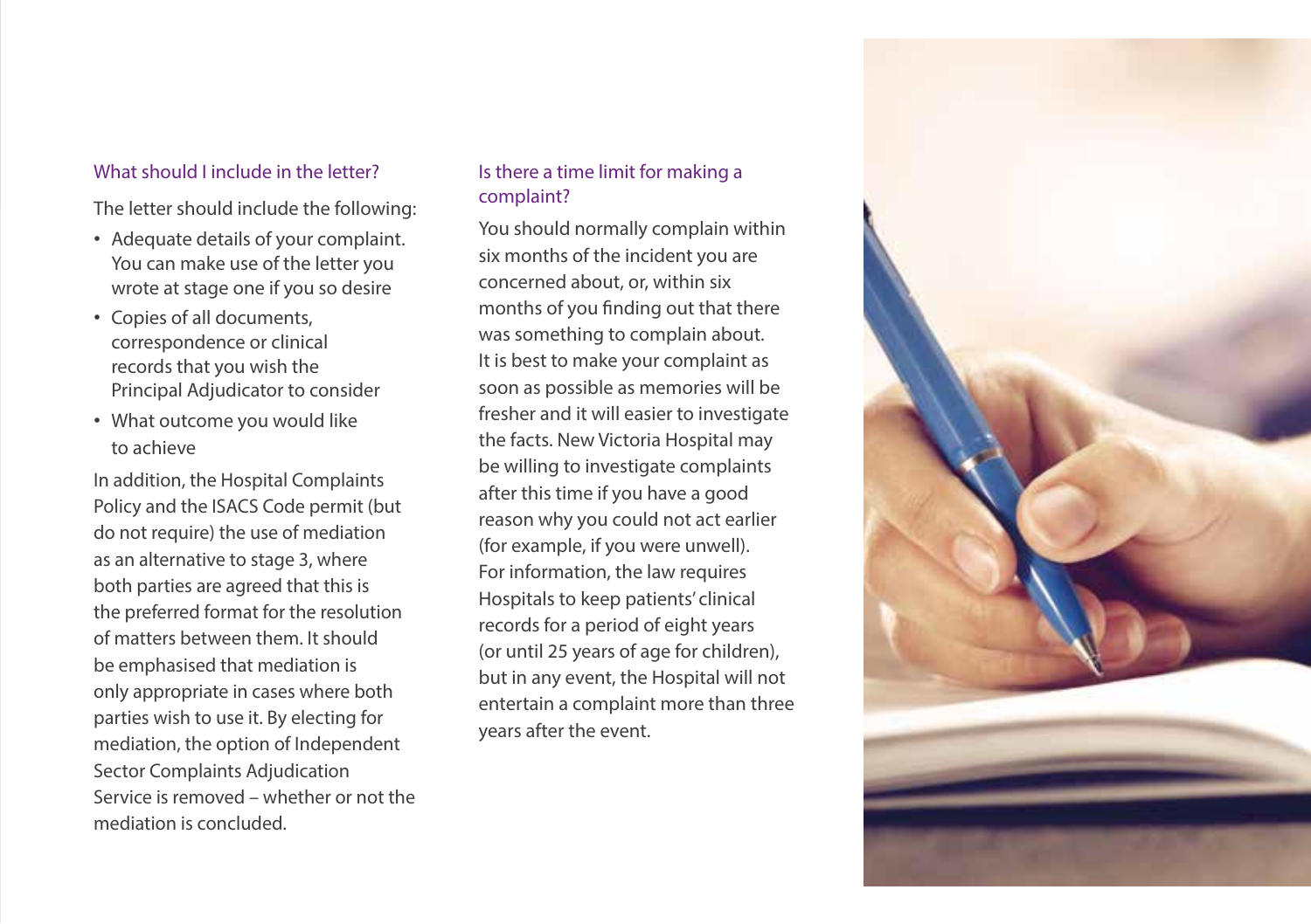### What should I include in the letter?

The letter should include the following:

- Adequate details of your complaint. You can make use of the letter you wrote at stage one if you so desire
- Copies of all documents, correspondence or clinical records that you wish the Principal Adjudicator to consider
- What outcome you would like to achieve

In addition, the Hospital Complaints Policy and the ISACS Code permit (but do not require) the use of mediation as an alternative to stage 3, where both parties are agreed that this is the preferred format for the resolution of matters between them. It should be emphasised that mediation is only appropriate in cases where both parties wish to use it. By electing for mediation, the option of Independent Sector Complaints Adjudication Service is removed – whether or not the mediation is concluded.

### Is there a time limit for making a complaint?

You should normally complain within six months of the incident you are concerned about, or, within six months of you finding out that there was something to complain about. It is best to make your complaint as soon as possible as memories will be fresher and it will easier to investigate the facts. New Victoria Hospital may be willing to investigate complaints after this time if you have a good reason why you could not act earlier (for example, if you were unwell). For information, the law requires Hospitals to keep patients' clinical records for a period of eight years (or until 25 years of age for children), but in any event, the Hospital will not entertain a complaint more than three years after the event.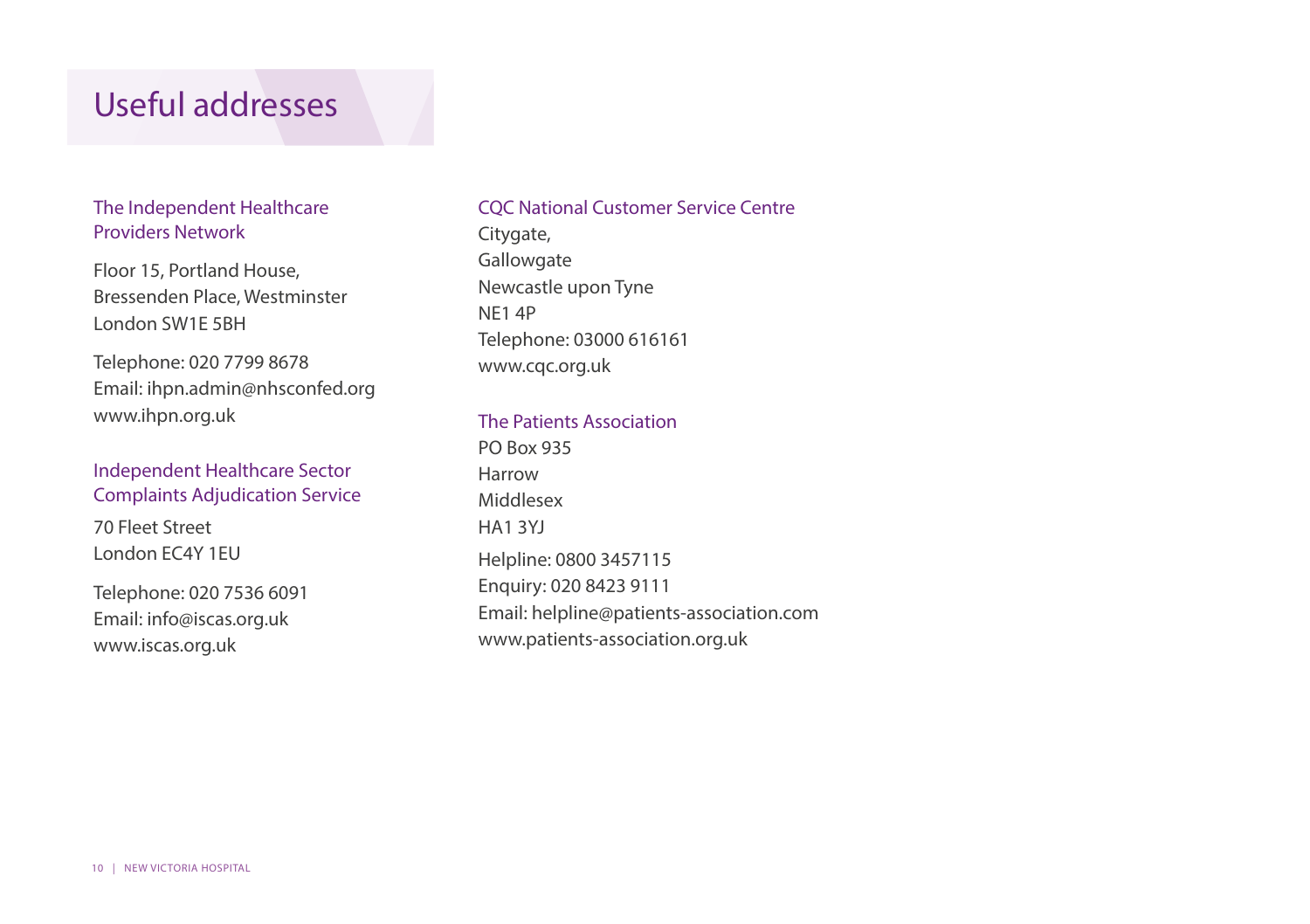# Useful addresses

### The Independent Healthcare Providers Network

Floor 15, Portland House,
Bressenden Place, Westminster
London SW1E 5BH

Telephone: 020 7799 8678
Email: ihpn.admin@nhsconfed.org
www.ihpn.org.uk

### Independent Healthcare Sector Complaints Adjudication Service

70 Fleet Street
London EC4Y 1EU

Telephone: 020 7536 6091
Email: info@iscas.org.uk
www.iscas.org.uk

### CQC National Customer Service Centre

Citygate,
Gallowgate
Newcastle upon Tyne
NE1 4P
Telephone: 03000 616161
www.cqc.org.uk

### The Patients Association

PO Box 935
Harrow
Middlesex
HA1 3YJ

Helpline: 0800 3457115
Enquiry: 020 8423 9111
Email: helpline@patients-association.com
www.patients-association.org.uk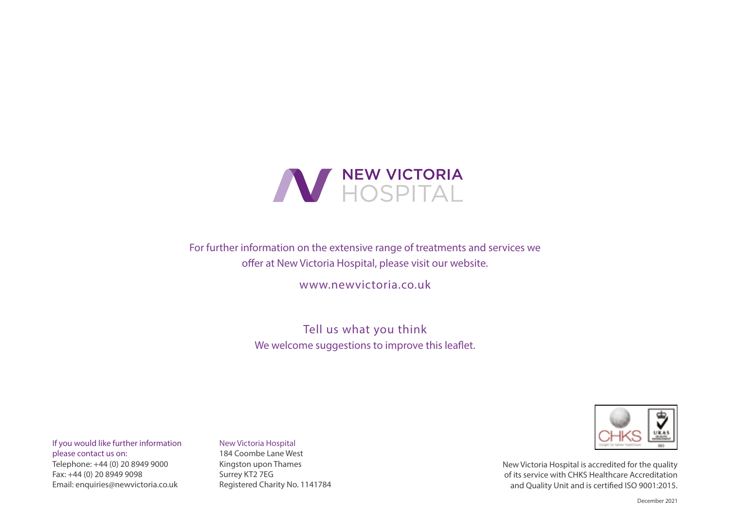NEW VICTORIA HOSPITAL

For further information on the extensive range of treatments and services we offer at New Victoria Hospital, please visit our website.

www.newvictoria.co.uk

Tell us what you think

We welcome suggestions to improve this leaflet.

If you would like further information please contact us on:
Telephone: +44 (0) 20 8949 9000
Fax: +44 (0) 20 8949 9098
Email: enquiries@newvictoria.co.uk

New Victoria Hospital
184 Coombe Lane West
Kingston upon Thames
Surrey KT2 7EG
Registered Charity No. 1141784

New Victoria Hospital is accredited for the quality of its service with CHKS Healthcare Accreditation and Quality Unit and is certified ISO 9001:2015.

December 2021